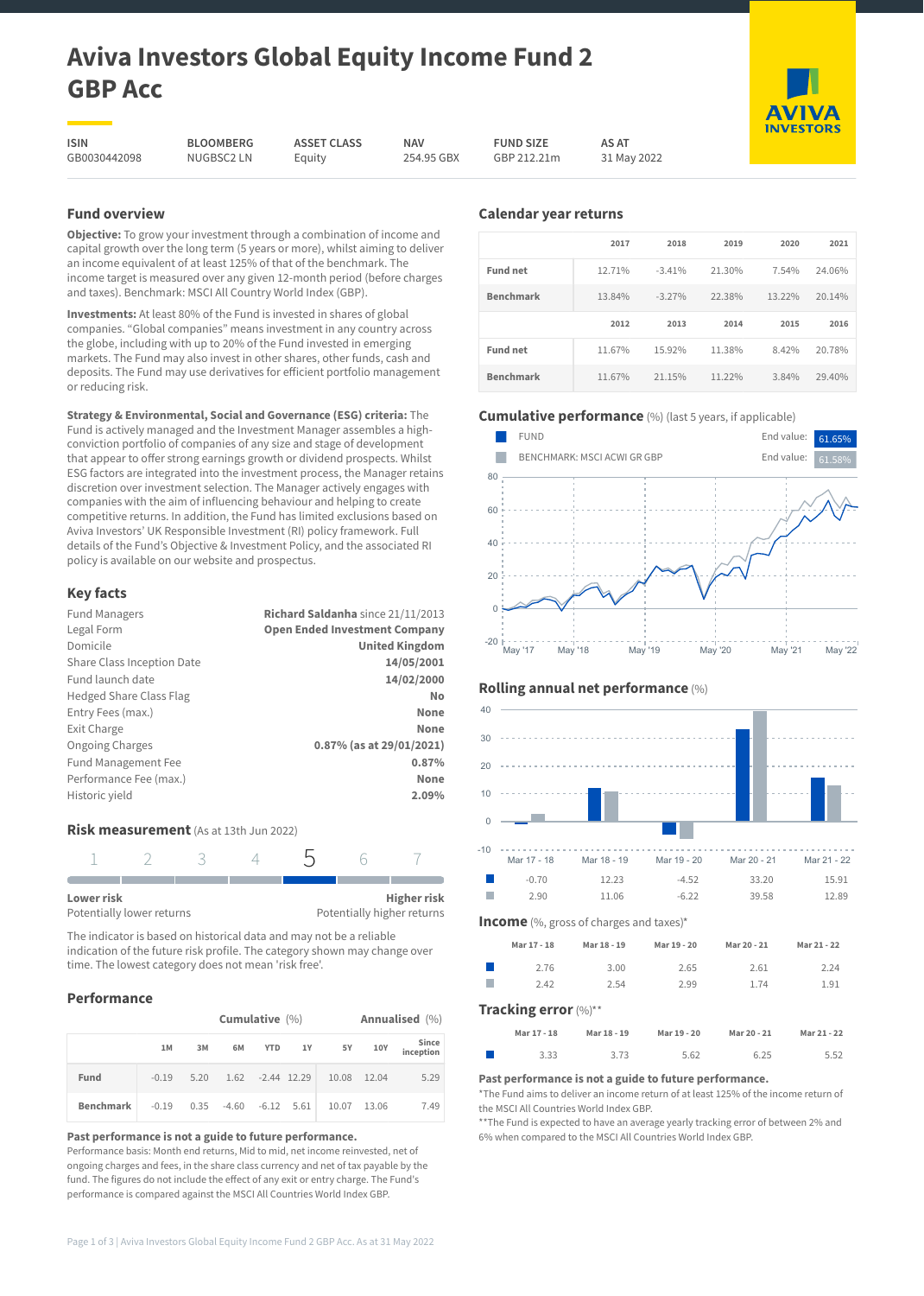# Aviva Investors Global Equity Income Fund 2 GBP Acc

| ISIN | BLOOMBERG | ASSET CLASS | NAV | FUND SIZE | AS AT |
|---|---|---|---|---|---|
| GB0030442098 | NUGBSC2 LN | Equity | 254.95 GBX | GBP 212.21m | 31 May 2022 |

## Fund overview

**Objective:** To grow your investment through a combination of income and capital growth over the long term (5 years or more), whilst aiming to deliver an income equivalent of at least 125% of that of the benchmark. The income target is measured over any given 12-month period (before charges and taxes). Benchmark: MSCI All Country World Index (GBP).

**Investments:** At least 80% of the Fund is invested in shares of global companies. "Global companies" means investment in any country across the globe, including with up to 20% of the Fund invested in emerging markets. The Fund may also invest in other shares, other funds, cash and deposits. The Fund may use derivatives for efficient portfolio management or reducing risk.

**Strategy & Environmental, Social and Governance (ESG) criteria:** The Fund is actively managed and the Investment Manager assembles a high-conviction portfolio of companies of any size and stage of development that appear to offer strong earnings growth or dividend prospects. Whilst ESG factors are integrated into the investment process, the Manager retains discretion over investment selection. The Manager actively engages with companies with the aim of influencing behaviour and helping to create competitive returns. In addition, the Fund has limited exclusions based on Aviva Investors' UK Responsible Investment (RI) policy framework. Full details of the Fund's Objective & Investment Policy, and the associated RI policy is available on our website and prospectus.

## Key facts

| | |
|---|---|
| Fund Managers | **Richard Saldanha** since 21/11/2013 |
| Legal Form | **Open Ended Investment Company** |
| Domicile | **United Kingdom** |
| Share Class Inception Date | **14/05/2001** |
| Fund launch date | **14/02/2000** |
| Hedged Share Class Flag | **No** |
| Entry Fees (max.) | **None** |
| Exit Charge | **None** |
| Ongoing Charges | **0.87% (as at 29/01/2021)** |
| Fund Management Fee | **0.87%** |
| Performance Fee (max.) | **None** |
| Historic yield | **2.09%** |

## Risk measurement (As at 13th Jun 2022)

1 2 3 4 **5** 6 7

**Lower risk** — Potentially lower returns

**Higher risk** — Potentially higher returns

The indicator is based on historical data and may not be a reliable indication of the future risk profile. The category shown may change over time. The lowest category does not mean 'risk free'.

## Performance

| | Cumulative (%) | | | | | Annualised (%) | | |
|---|---|---|---|---|---|---|---|---|
| | 1M | 3M | 6M | YTD | 1Y | 5Y | 10Y | Since inception |
| **Fund** | -0.19 | 5.20 | 1.62 | -2.44 | 12.29 | 10.08 | 12.04 | 5.29 |
| **Benchmark** | -0.19 | 0.35 | -4.60 | -6.12 | 5.61 | 10.07 | 13.06 | 7.49 |

**Past performance is not a guide to future performance.**

Performance basis: Month end returns, Mid to mid, net income reinvested, net of ongoing charges and fees, in the share class currency and net of tax payable by the fund. The figures do not include the effect of any exit or entry charge. The Fund's performance is compared against the MSCI All Countries World Index GBP.

## Calendar year returns

| | 2017 | 2018 | 2019 | 2020 | 2021 |
|---|---|---|---|---|---|
| **Fund net** | 12.71% | -3.41% | 21.30% | 7.54% | 24.06% |
| **Benchmark** | 13.84% | -3.27% | 22.38% | 13.22% | 20.14% |
| | **2012** | **2013** | **2014** | **2015** | **2016** |
| **Fund net** | 11.67% | 15.92% | 11.38% | 8.42% | 20.78% |
| **Benchmark** | 11.67% | 21.15% | 11.22% | 3.84% | 29.40% |

## Cumulative performance (%) (last 5 years, if applicable)

FUND — End value: 61.65%

BENCHMARK: MSCI ACWI GR GBP — End value: 61.58%

80, 60, 40, 20, 0, -20

May '17, May '18, May '19, May '20, May '21, May '22

## Rolling annual net performance (%)

40, 30, 20, 10, 0, -10

| | Mar 17 - 18 | Mar 18 - 19 | Mar 19 - 20 | Mar 20 - 21 | Mar 21 - 22 |
|---|---|---|---|---|---|
| Fund | -0.70 | 12.23 | -4.52 | 33.20 | 15.91 |
| Benchmark | 2.90 | 11.06 | -6.22 | 39.58 | 12.89 |

## Income (%, gross of charges and taxes)*

| | Mar 17 - 18 | Mar 18 - 19 | Mar 19 - 20 | Mar 20 - 21 | Mar 21 - 22 |
|---|---|---|---|---|---|
| Fund | 2.76 | 3.00 | 2.65 | 2.61 | 2.24 |
| Benchmark | 2.42 | 2.54 | 2.99 | 1.74 | 1.91 |

## Tracking error (%)**

| | Mar 17 - 18 | Mar 18 - 19 | Mar 19 - 20 | Mar 20 - 21 | Mar 21 - 22 |
|---|---|---|---|---|---|
| Fund | 3.33 | 3.73 | 5.62 | 6.25 | 5.52 |

**Past performance is not a guide to future performance.**

*The Fund aims to deliver an income return of at least 125% of the income return of the MSCI All Countries World Index GBP.

**The Fund is expected to have an average yearly tracking error of between 2% and 6% when compared to the MSCI All Countries World Index GBP.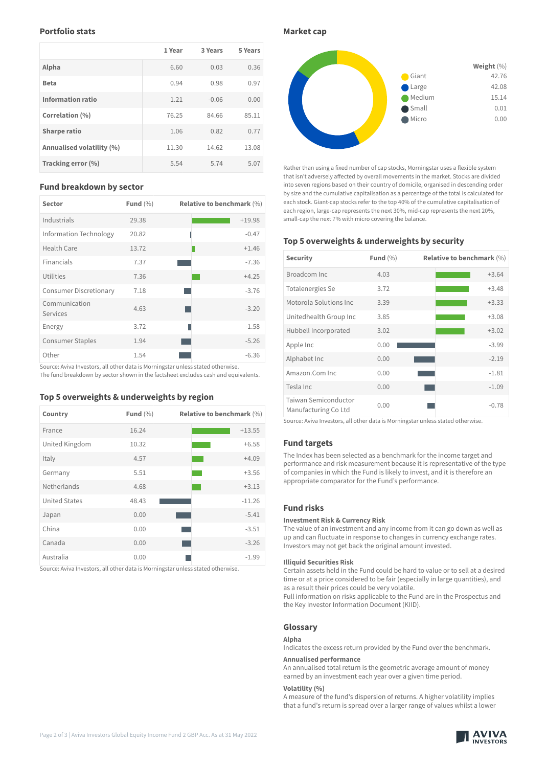## Portfolio stats

| | 1 Year | 3 Years | 5 Years |
|---|---|---|---|
| **Alpha** | 6.60 | 0.03 | 0.36 |
| **Beta** | 0.94 | 0.98 | 0.97 |
| **Information ratio** | 1.21 | -0.06 | 0.00 |
| **Correlation (%)** | 76.25 | 84.66 | 85.11 |
| **Sharpe ratio** | 1.06 | 0.82 | 0.77 |
| **Annualised volatility (%)** | 11.30 | 14.62 | 13.08 |
| **Tracking error (%)** | 5.54 | 5.74 | 5.07 |

## Fund breakdown by sector

| Sector | Fund (%) | Relative to benchmark (%) |
|---|---|---|
| Industrials | 29.38 | +19.98 |
| Information Technology | 20.82 | -0.47 |
| Health Care | 13.72 | +1.46 |
| Financials | 7.37 | -7.36 |
| Utilities | 7.36 | +4.25 |
| Consumer Discretionary | 7.18 | -3.76 |
| Communication Services | 4.63 | -3.20 |
| Energy | 3.72 | -1.58 |
| Consumer Staples | 1.94 | -5.26 |
| Other | 1.54 | -6.36 |

Source: Aviva Investors, all other data is Morningstar unless stated otherwise.
The fund breakdown by sector shown in the factsheet excludes cash and equivalents.

## Top 5 overweights & underweights by region

| Country | Fund (%) | Relative to benchmark (%) |
|---|---|---|
| France | 16.24 | +13.55 |
| United Kingdom | 10.32 | +6.58 |
| Italy | 4.57 | +4.09 |
| Germany | 5.51 | +3.56 |
| Netherlands | 4.68 | +3.13 |
| United States | 48.43 | -11.26 |
| Japan | 0.00 | -5.41 |
| China | 0.00 | -3.51 |
| Canada | 0.00 | -3.26 |
| Australia | 0.00 | -1.99 |

Source: Aviva Investors, all other data is Morningstar unless stated otherwise.

## Market cap

Weight (%)
Giant 42.76
Large 42.08
Medium 15.14
Small 0.01
Micro 0.00

Rather than using a fixed number of cap stocks, Morningstar uses a flexible system that isn't adversely affected by overall movements in the market. Stocks are divided into seven regions based on their country of domicile, organised in descending order by size and the cumulative capitalisation as a percentage of the total is calculated for each stock. Giant-cap stocks refer to the top 40% of the cumulative capitalisation of each region, large-cap represents the next 30%, mid-cap represents the next 20%, small-cap the next 7% with micro covering the balance.

## Top 5 overweights & underweights by security

| Security | Fund (%) | Relative to benchmark (%) |
|---|---|---|
| Broadcom Inc | 4.03 | +3.64 |
| Totalenergies Se | 3.72 | +3.48 |
| Motorola Solutions Inc | 3.39 | +3.33 |
| Unitedhealth Group Inc | 3.85 | +3.08 |
| Hubbell Incorporated | 3.02 | +3.02 |
| Apple Inc | 0.00 | -3.99 |
| Alphabet Inc | 0.00 | -2.19 |
| Amazon.Com Inc | 0.00 | -1.81 |
| Tesla Inc | 0.00 | -1.09 |
| Taiwan Semiconductor Manufacturing Co Ltd | 0.00 | -0.78 |

Source: Aviva Investors, all other data is Morningstar unless stated otherwise.

## Fund targets

The Index has been selected as a benchmark for the income target and performance and risk measurement because it is representative of the type of companies in which the Fund is likely to invest, and it is therefore an appropriate comparator for the Fund's performance.

## Fund risks

**Investment Risk & Currency Risk**
The value of an investment and any income from it can go down as well as up and can fluctuate in response to changes in currency exchange rates. Investors may not get back the original amount invested.

**Illiquid Securities Risk**
Certain assets held in the Fund could be hard to value or to sell at a desired time or at a price considered to be fair (especially in large quantities), and as a result their prices could be very volatile.
Full information on risks applicable to the Fund are in the Prospectus and the Key Investor Information Document (KIID).

## Glossary

**Alpha**
Indicates the excess return provided by the Fund over the benchmark.

**Annualised performance**
An annualised total return is the geometric average amount of money earned by an investment each year over a given time period.

**Volatility (%)**
A measure of the fund's dispersion of returns. A higher volatility implies that a fund's return is spread over a larger range of values whilst a lower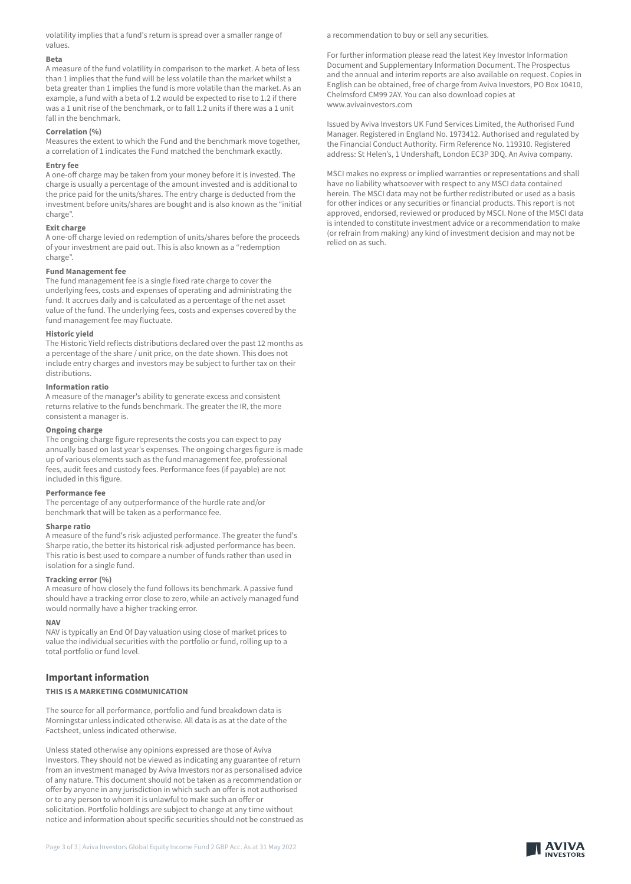volatility implies that a fund's return is spread over a smaller range of values.

**Beta**

A measure of the fund volatility in comparison to the market. A beta of less than 1 implies that the fund will be less volatile than the market whilst a beta greater than 1 implies the fund is more volatile than the market. As an example, a fund with a beta of 1.2 would be expected to rise to 1.2 if there was a 1 unit rise of the benchmark, or to fall 1.2 units if there was a 1 unit fall in the benchmark.

**Correlation (%)**

Measures the extent to which the Fund and the benchmark move together, a correlation of 1 indicates the Fund matched the benchmark exactly.

**Entry fee**

A one-off charge may be taken from your money before it is invested. The charge is usually a percentage of the amount invested and is additional to the price paid for the units/shares. The entry charge is deducted from the investment before units/shares are bought and is also known as the "initial charge".

**Exit charge**

A one-off charge levied on redemption of units/shares before the proceeds of your investment are paid out. This is also known as a "redemption charge".

**Fund Management fee**

The fund management fee is a single fixed rate charge to cover the underlying fees, costs and expenses of operating and administrating the fund. It accrues daily and is calculated as a percentage of the net asset value of the fund. The underlying fees, costs and expenses covered by the fund management fee may fluctuate.

**Historic yield**

The Historic Yield reflects distributions declared over the past 12 months as a percentage of the share / unit price, on the date shown. This does not include entry charges and investors may be subject to further tax on their distributions.

**Information ratio**

A measure of the manager's ability to generate excess and consistent returns relative to the funds benchmark. The greater the IR, the more consistent a manager is.

**Ongoing charge**

The ongoing charge figure represents the costs you can expect to pay annually based on last year's expenses. The ongoing charges figure is made up of various elements such as the fund management fee, professional fees, audit fees and custody fees. Performance fees (if payable) are not included in this figure.

**Performance fee**

The percentage of any outperformance of the hurdle rate and/or benchmark that will be taken as a performance fee.

**Sharpe ratio**

A measure of the fund's risk-adjusted performance. The greater the fund's Sharpe ratio, the better its historical risk-adjusted performance has been. This ratio is best used to compare a number of funds rather than used in isolation for a single fund.

**Tracking error (%)**

A measure of how closely the fund follows its benchmark. A passive fund should have a tracking error close to zero, while an actively managed fund would normally have a higher tracking error.

**NAV**

NAV is typically an End Of Day valuation using close of market prices to value the individual securities with the portfolio or fund, rolling up to a total portfolio or fund level.

## Important information

**THIS IS A MARKETING COMMUNICATION**

The source for all performance, portfolio and fund breakdown data is Morningstar unless indicated otherwise. All data is as at the date of the Factsheet, unless indicated otherwise.

Unless stated otherwise any opinions expressed are those of Aviva Investors. They should not be viewed as indicating any guarantee of return from an investment managed by Aviva Investors nor as personalised advice of any nature. This document should not be taken as a recommendation or offer by anyone in any jurisdiction in which such an offer is not authorised or to any person to whom it is unlawful to make such an offer or solicitation. Portfolio holdings are subject to change at any time without notice and information about specific securities should not be construed as a recommendation to buy or sell any securities.

For further information please read the latest Key Investor Information Document and Supplementary Information Document. The Prospectus and the annual and interim reports are also available on request. Copies in English can be obtained, free of charge from Aviva Investors, PO Box 10410, Chelmsford CM99 2AY. You can also download copies at www.avivainvestors.com

Issued by Aviva Investors UK Fund Services Limited, the Authorised Fund Manager. Registered in England No. 1973412. Authorised and regulated by the Financial Conduct Authority. Firm Reference No. 119310. Registered address: St Helen's, 1 Undershaft, London EC3P 3DQ. An Aviva company.

MSCI makes no express or implied warranties or representations and shall have no liability whatsoever with respect to any MSCI data contained herein. The MSCI data may not be further redistributed or used as a basis for other indices or any securities or financial products. This report is not approved, endorsed, reviewed or produced by MSCI. None of the MSCI data is intended to constitute investment advice or a recommendation to make (or refrain from making) any kind of investment decision and may not be relied on as such.